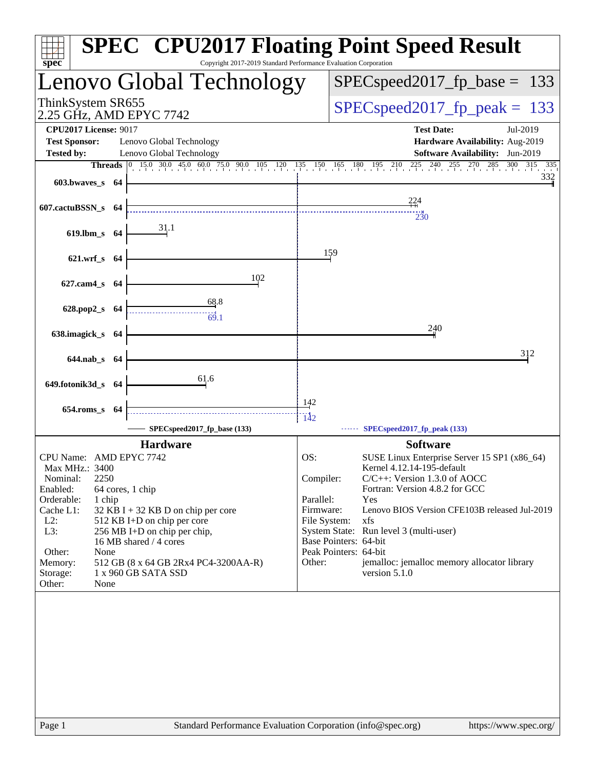# SPEC CPU2017 Floating Point Speed Result

Copyright 2017-2019 Standard Performance Evaluation Corporation

## Lenovo Global Technology

ThinkSystem SR655
2.25 GHz, AMD EPYC 7742

SPECspeed2017_fp_base = 133

SPECspeed2017_fp_peak = 133

**CPU2017 License:** 9017
**Test Sponsor:** Lenovo Global Technology
**Tested by:** Lenovo Global Technology

**Test Date:** Jul-2019
**Hardware Availability:** Aug-2019
**Software Availability:** Jun-2019

| Benchmark | Threads | Base | Peak |
|---|---|---|---|
| 603.bwaves_s | 64 | 332 | |
| 607.cactuBSSN_s | 64 | 224 | 230 |
| 619.lbm_s | 64 | 31.1 | |
| 621.wrf_s | 64 | 159 | |
| 627.cam4_s | 64 | 102 | |
| 628.pop2_s | 64 | 68.8 | 69.1 |
| 638.imagick_s | 64 | 240 | |
| 644.nab_s | 64 | 312 | |
| 649.fotonik3d_s | 64 | 61.6 | |
| 654.roms_s | 64 | 142 | 142 |

SPECspeed2017_fp_base (133) — SPECspeed2017_fp_peak (133)

### Hardware

| | |
|---|---|
| CPU Name: | AMD EPYC 7742 |
| Max MHz.: | 3400 |
| Nominal: | 2250 |
| Enabled: | 64 cores, 1 chip |
| Orderable: | 1 chip |
| Cache L1: | 32 KB I + 32 KB D on chip per core |
| L2: | 512 KB I+D on chip per core |
| L3: | 256 MB I+D on chip per chip, 16 MB shared / 4 cores |
| Other: | None |
| Memory: | 512 GB (8 x 64 GB 2Rx4 PC4-3200AA-R) |
| Storage: | 1 x 960 GB SATA SSD |
| Other: | None |

### Software

| | |
|---|---|
| OS: | SUSE Linux Enterprise Server 15 SP1 (x86_64) Kernel 4.12.14-195-default |
| Compiler: | C/C++: Version 1.3.0 of AOCC Fortran: Version 4.8.2 for GCC |
| Parallel: | Yes |
| Firmware: | Lenovo BIOS Version CFE103B released Jul-2019 |
| File System: | xfs |
| System State: | Run level 3 (multi-user) |
| Base Pointers: | 64-bit |
| Peak Pointers: | 64-bit |
| Other: | jemalloc: jemalloc memory allocator library version 5.1.0 |

Standard Performance Evaluation Corporation (info@spec.org) https://www.spec.org/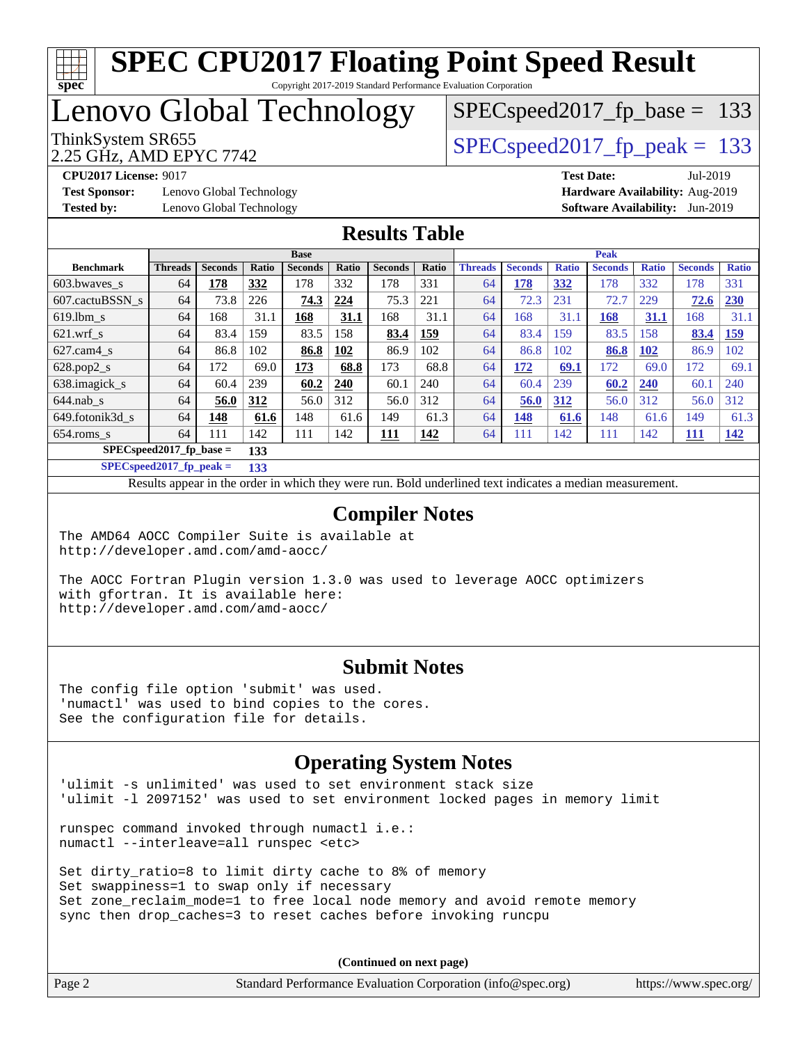# SPEC CPU2017 Floating Point Speed Result

Copyright 2017-2019 Standard Performance Evaluation Corporation

# Lenovo Global Technology

ThinkSystem SR655
2.25 GHz, AMD EPYC 7742

SPECspeed2017_fp_base = 133

SPECspeed2017_fp_peak = 133

**CPU2017 License:** 9017
**Test Sponsor:** Lenovo Global Technology
**Tested by:** Lenovo Global Technology

**Test Date:** Jul-2019
**Hardware Availability:** Aug-2019
**Software Availability:** Jun-2019

## Results Table

| | Base | | | | | | | Peak | | | | | | |
|---|---|---|---|---|---|---|---|---|---|---|---|---|---|---|
| **Benchmark** | **Threads** | **Seconds** | **Ratio** | **Seconds** | **Ratio** | **Seconds** | **Ratio** | **Threads** | **Seconds** | **Ratio** | **Seconds** | **Ratio** | **Seconds** | **Ratio** |
| 603.bwaves_s | 64 | **178** | **332** | 178 | 332 | 178 | 331 | 64 | **178** | **332** | 178 | 332 | 178 | 331 |
| 607.cactuBSSN_s | 64 | 73.8 | 226 | **74.3** | **224** | 75.3 | 221 | 64 | 72.3 | 231 | 72.7 | 229 | **72.6** | **230** |
| 619.lbm_s | 64 | 168 | 31.1 | **168** | **31.1** | 168 | 31.1 | 64 | 168 | 31.1 | **168** | **31.1** | 168 | 31.1 |
| 621.wrf_s | 64 | 83.4 | 159 | 83.5 | 158 | **83.4** | **159** | 64 | 83.4 | 159 | 83.5 | 158 | **83.4** | **159** |
| 627.cam4_s | 64 | 86.8 | 102 | **86.8** | **102** | 86.9 | 102 | 64 | 86.8 | 102 | **86.8** | **102** | 86.9 | 102 |
| 628.pop2_s | 64 | 172 | 69.0 | **173** | **68.8** | 173 | 68.8 | 64 | **172** | **69.1** | 172 | 69.0 | 172 | 69.1 |
| 638.imagick_s | 64 | 60.4 | 239 | **60.2** | **240** | 60.1 | 240 | 64 | 60.4 | 239 | **60.2** | **240** | 60.1 | 240 |
| 644.nab_s | 64 | **56.0** | **312** | 56.0 | 312 | 56.0 | 312 | 64 | **56.0** | **312** | 56.0 | 312 | 56.0 | 312 |
| 649.fotonik3d_s | 64 | **148** | **61.6** | 148 | 61.6 | 149 | 61.3 | 64 | **148** | **61.6** | 148 | 61.6 | 149 | 61.3 |
| 654.roms_s | 64 | 111 | 142 | 111 | 142 | **111** | **142** | 64 | 111 | 142 | 111 | 142 | **111** | **142** |

**SPECspeed2017_fp_base = 133**

**SPECspeed2017_fp_peak = 133**

Results appear in the order in which they were run. Bold underlined text indicates a median measurement.

## Compiler Notes

```
The AMD64 AOCC Compiler Suite is available at
http://developer.amd.com/amd-aocc/

The AOCC Fortran Plugin version 1.3.0 was used to leverage AOCC optimizers
with gfortran. It is available here:
http://developer.amd.com/amd-aocc/
```

## Submit Notes

```
The config file option 'submit' was used.
'numactl' was used to bind copies to the cores.
See the configuration file for details.
```

## Operating System Notes

```
'ulimit -s unlimited' was used to set environment stack size
'ulimit -l 2097152' was used to set environment locked pages in memory limit

runspec command invoked through numactl i.e.:
numactl --interleave=all runspec <etc>

Set dirty_ratio=8 to limit dirty cache to 8% of memory
Set swappiness=1 to swap only if necessary
Set zone_reclaim_mode=1 to free local node memory and avoid remote memory
sync then drop_caches=3 to reset caches before invoking runcpu
```

**(Continued on next page)**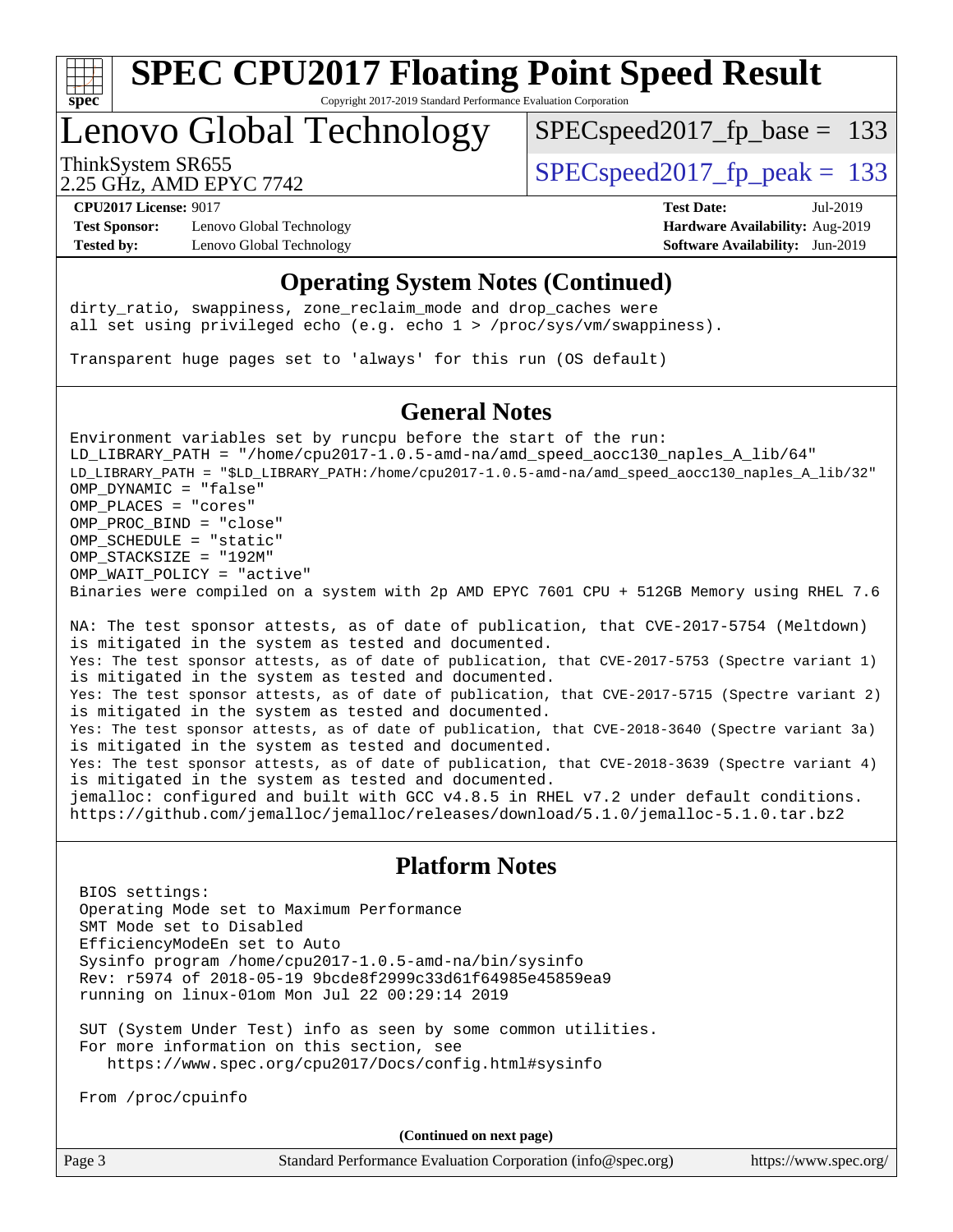## Operating System Notes (Continued)

```
dirty_ratio, swappiness, zone_reclaim_mode and drop_caches were
all set using privileged echo (e.g. echo 1 > /proc/sys/vm/swappiness).

Transparent huge pages set to 'always' for this run (OS default)
```

## General Notes

```
Environment variables set by runcpu before the start of the run:
LD_LIBRARY_PATH = "/home/cpu2017-1.0.5-amd-na/amd_speed_aocc130_naples_A_lib/64"
LD_LIBRARY_PATH = "$LD_LIBRARY_PATH:/home/cpu2017-1.0.5-amd-na/amd_speed_aocc130_naples_A_lib/32"
OMP_DYNAMIC = "false"
OMP_PLACES = "cores"
OMP_PROC_BIND = "close"
OMP_SCHEDULE = "static"
OMP_STACKSIZE = "192M"
OMP_WAIT_POLICY = "active"
Binaries were compiled on a system with 2p AMD EPYC 7601 CPU + 512GB Memory using RHEL 7.6

NA: The test sponsor attests, as of date of publication, that CVE-2017-5754 (Meltdown)
is mitigated in the system as tested and documented.
Yes: The test sponsor attests, as of date of publication, that CVE-2017-5753 (Spectre variant 1)
is mitigated in the system as tested and documented.
Yes: The test sponsor attests, as of date of publication, that CVE-2017-5715 (Spectre variant 2)
is mitigated in the system as tested and documented.
Yes: The test sponsor attests, as of date of publication, that CVE-2018-3640 (Spectre variant 3a)
is mitigated in the system as tested and documented.
Yes: The test sponsor attests, as of date of publication, that CVE-2018-3639 (Spectre variant 4)
is mitigated in the system as tested and documented.
jemalloc: configured and built with GCC v4.8.5 in RHEL v7.2 under default conditions.
https://github.com/jemalloc/jemalloc/releases/download/5.1.0/jemalloc-5.1.0.tar.bz2
```

## Platform Notes

```
BIOS settings:
Operating Mode set to Maximum Performance
SMT Mode set to Disabled
EfficiencyModeEn set to Auto
Sysinfo program /home/cpu2017-1.0.5-amd-na/bin/sysinfo
Rev: r5974 of 2018-05-19 9bcde8f2999c33d61f64985e45859ea9
running on linux-01om Mon Jul 22 00:29:14 2019

SUT (System Under Test) info as seen by some common utilities.
For more information on this section, see
   https://www.spec.org/cpu2017/Docs/config.html#sysinfo

From /proc/cpuinfo
```

(Continued on next page)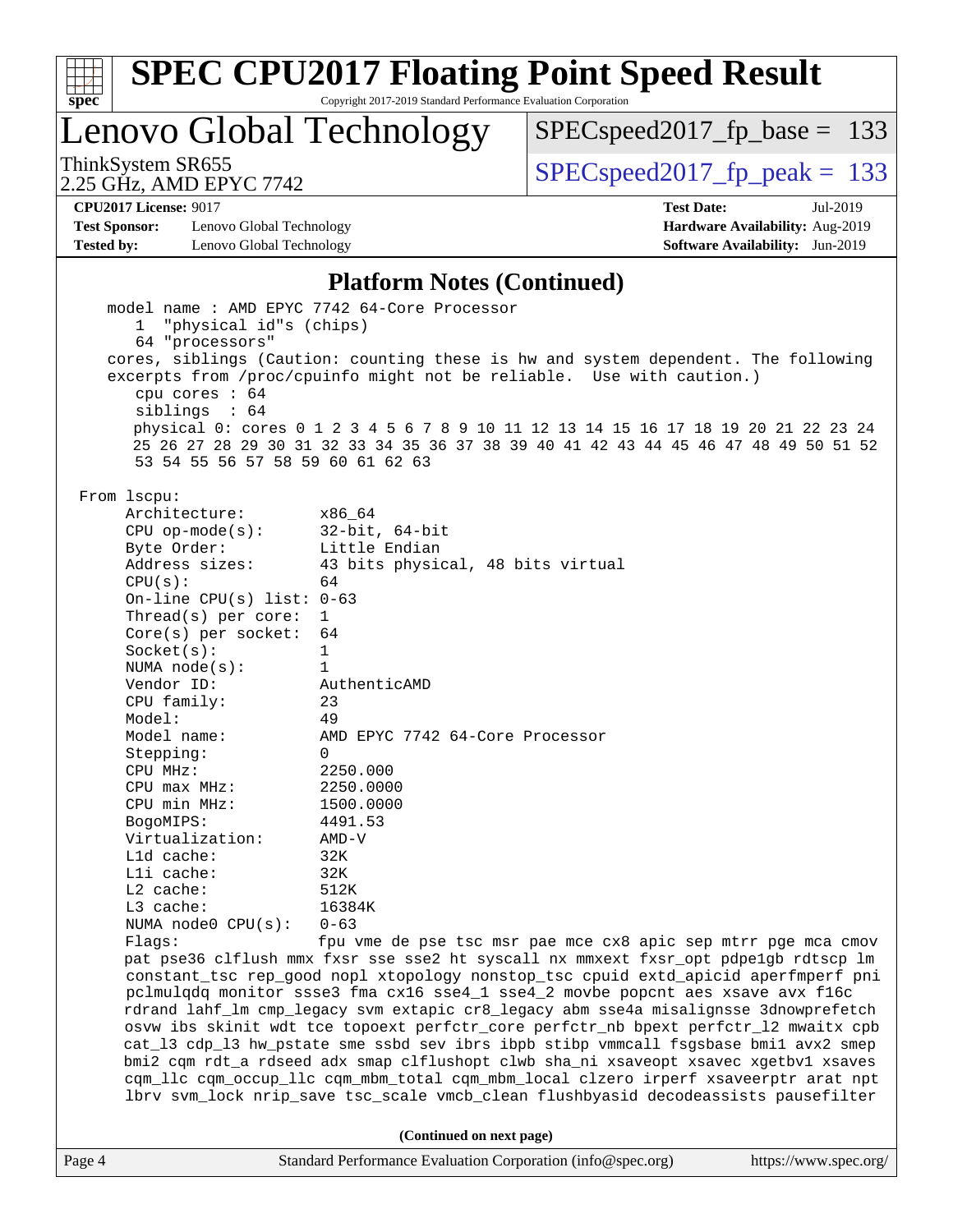## Platform Notes (Continued)

```
    model name : AMD EPYC 7742 64-Core Processor
       1  "physical id"s (chips)
       64 "processors"
    cores, siblings (Caution: counting these is hw and system dependent. The following
    excerpts from /proc/cpuinfo might not be reliable.  Use with caution.)
       cpu cores : 64
       siblings  : 64
       physical 0: cores 0 1 2 3 4 5 6 7 8 9 10 11 12 13 14 15 16 17 18 19 20 21 22 23 24
       25 26 27 28 29 30 31 32 33 34 35 36 37 38 39 40 41 42 43 44 45 46 47 48 49 50 51 52
       53 54 55 56 57 58 59 60 61 62 63

 From lscpu:
      Architecture:        x86_64
      CPU op-mode(s):      32-bit, 64-bit
      Byte Order:          Little Endian
      Address sizes:       43 bits physical, 48 bits virtual
      CPU(s):              64
      On-line CPU(s) list: 0-63
      Thread(s) per core:  1
      Core(s) per socket:  64
      Socket(s):           1
      NUMA node(s):        1
      Vendor ID:           AuthenticAMD
      CPU family:          23
      Model:               49
      Model name:          AMD EPYC 7742 64-Core Processor
      Stepping:            0
      CPU MHz:             2250.000
      CPU max MHz:         2250.0000
      CPU min MHz:         1500.0000
      BogoMIPS:            4491.53
      Virtualization:      AMD-V
      L1d cache:           32K
      L1i cache:           32K
      L2 cache:            512K
      L3 cache:            16384K
      NUMA node0 CPU(s):   0-63
      Flags:               fpu vme de pse tsc msr pae mce cx8 apic sep mtrr pge mca cmov
      pat pse36 clflush mmx fxsr sse sse2 ht syscall nx mmxext fxsr_opt pdpe1gb rdtscp lm
      constant_tsc rep_good nopl xtopology nonstop_tsc cpuid extd_apicid aperfmperf pni
      pclmulqdq monitor ssse3 fma cx16 sse4_1 sse4_2 movbe popcnt aes xsave avx f16c
      rdrand lahf_lm cmp_legacy svm extapic cr8_legacy abm sse4a misalignsse 3dnowprefetch
      osvw ibs skinit wdt tce topoext perfctr_core perfctr_nb bpext perfctr_l2 mwaitx cpb
      cat_l3 cdp_l3 hw_pstate sme ssbd sev ibrs ibpb stibp vmmcall fsgsbase bmi1 avx2 smep
      bmi2 cqm rdt_a rdseed adx smap clflushopt clwb sha_ni xsaveopt xsavec xgetbv1 xsaves
      cqm_llc cqm_occup_llc cqm_mbm_total cqm_mbm_local clzero irperf xsaveerptr arat npt
      lbrv svm_lock nrip_save tsc_scale vmcb_clean flushbyasid decodeassists pausefilter
```

**(Continued on next page)**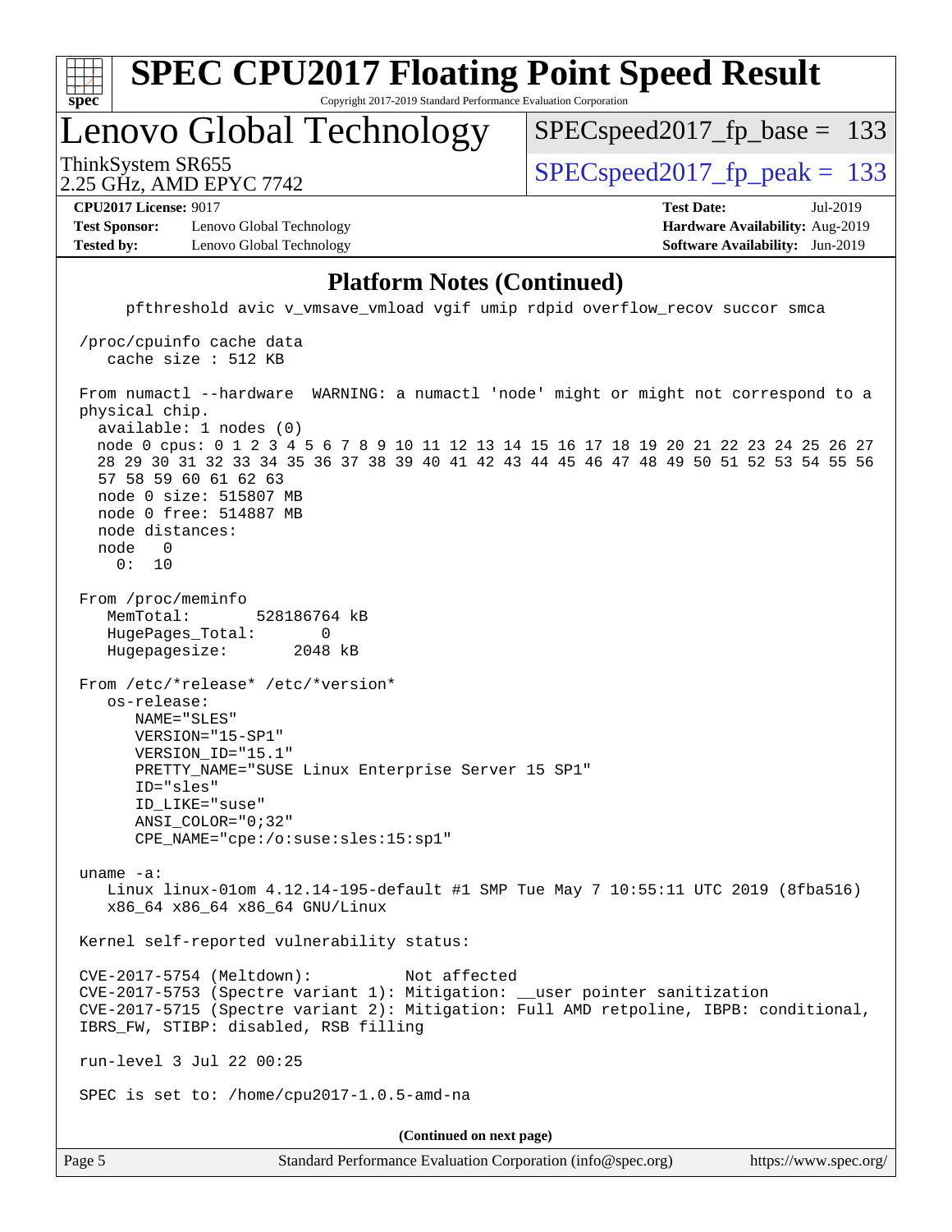# SPEC CPU2017 Floating Point Speed Result

Copyright 2017-2019 Standard Performance Evaluation Corporation

## Lenovo Global Technology

ThinkSystem SR655
2.25 GHz, AMD EPYC 7742

SPECspeed2017_fp_base = 133

SPECspeed2017_fp_peak = 133

**CPU2017 License:** 9017
**Test Sponsor:** Lenovo Global Technology
**Tested by:** Lenovo Global Technology

**Test Date:** Jul-2019
**Hardware Availability:** Aug-2019
**Software Availability:** Jun-2019

### Platform Notes (Continued)

```
      pfthreshold avic v_vmsave_vmload vgif umip rdpid overflow_recov succor smca

 /proc/cpuinfo cache data
    cache size : 512 KB

 From numactl --hardware  WARNING: a numactl 'node' might or might not correspond to a
 physical chip.
   available: 1 nodes (0)
   node 0 cpus: 0 1 2 3 4 5 6 7 8 9 10 11 12 13 14 15 16 17 18 19 20 21 22 23 24 25 26 27
   28 29 30 31 32 33 34 35 36 37 38 39 40 41 42 43 44 45 46 47 48 49 50 51 52 53 54 55 56
   57 58 59 60 61 62 63
   node 0 size: 515807 MB
   node 0 free: 514887 MB
   node distances:
   node   0
     0:  10

 From /proc/meminfo
    MemTotal:       528186764 kB
    HugePages_Total:       0
    Hugepagesize:       2048 kB

 From /etc/*release* /etc/*version*
    os-release:
       NAME="SLES"
       VERSION="15-SP1"
       VERSION_ID="15.1"
       PRETTY_NAME="SUSE Linux Enterprise Server 15 SP1"
       ID="sles"
       ID_LIKE="suse"
       ANSI_COLOR="0;32"
       CPE_NAME="cpe:/o:suse:sles:15:sp1"

 uname -a:
    Linux linux-01om 4.12.14-195-default #1 SMP Tue May 7 10:55:11 UTC 2019 (8fba516)
    x86_64 x86_64 x86_64 GNU/Linux

 Kernel self-reported vulnerability status:

 CVE-2017-5754 (Meltdown):          Not affected
 CVE-2017-5753 (Spectre variant 1): Mitigation: __user pointer sanitization
 CVE-2017-5715 (Spectre variant 2): Mitigation: Full AMD retpoline, IBPB: conditional,
 IBRS_FW, STIBP: disabled, RSB filling

 run-level 3 Jul 22 00:25

 SPEC is set to: /home/cpu2017-1.0.5-amd-na
```

(Continued on next page)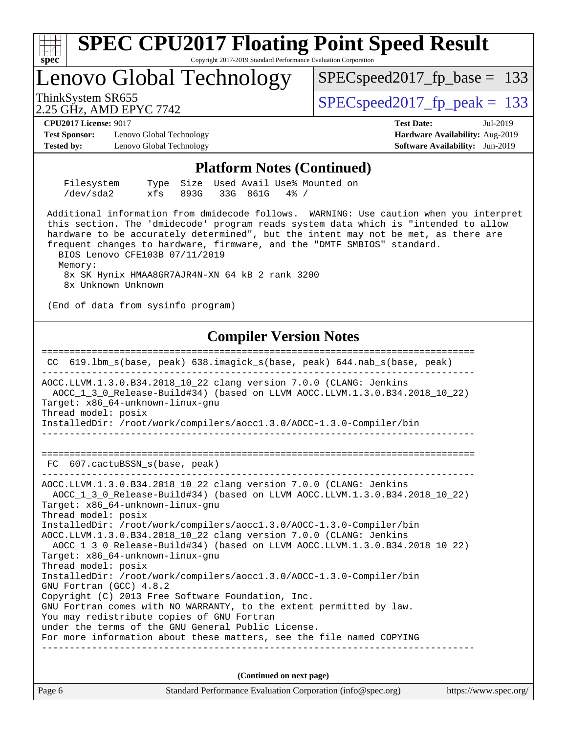## Platform Notes (Continued)

```
 Filesystem     Type  Size  Used Avail Use% Mounted on
 /dev/sda2      xfs   893G   33G  861G   4% /

 Additional information from dmidecode follows.  WARNING: Use caution when you interpret
 this section. The 'dmidecode' program reads system data which is "intended to allow
 hardware to be accurately determined", but the intent may not be met, as there are
 frequent changes to hardware, firmware, and the "DMTF SMBIOS" standard.
   BIOS Lenovo CFE103B 07/11/2019
   Memory:
     8x SK Hynix HMAA8GR7AJR4N-XN 64 kB 2 rank 3200
     8x Unknown Unknown

 (End of data from sysinfo program)
```

## Compiler Version Notes

```
==============================================================================
 CC  619.lbm_s(base, peak) 638.imagick_s(base, peak) 644.nab_s(base, peak)
------------------------------------------------------------------------------
AOCC.LLVM.1.3.0.B34.2018_10_22 clang version 7.0.0 (CLANG: Jenkins
  AOCC_1_3_0_Release-Build#34) (based on LLVM AOCC.LLVM.1.3.0.B34.2018_10_22)
Target: x86_64-unknown-linux-gnu
Thread model: posix
InstalledDir: /root/work/compilers/aocc1.3.0/AOCC-1.3.0-Compiler/bin
------------------------------------------------------------------------------

==============================================================================
 FC  607.cactuBSSN_s(base, peak)
------------------------------------------------------------------------------
AOCC.LLVM.1.3.0.B34.2018_10_22 clang version 7.0.0 (CLANG: Jenkins
  AOCC_1_3_0_Release-Build#34) (based on LLVM AOCC.LLVM.1.3.0.B34.2018_10_22)
Target: x86_64-unknown-linux-gnu
Thread model: posix
InstalledDir: /root/work/compilers/aocc1.3.0/AOCC-1.3.0-Compiler/bin
AOCC.LLVM.1.3.0.B34.2018_10_22 clang version 7.0.0 (CLANG: Jenkins
  AOCC_1_3_0_Release-Build#34) (based on LLVM AOCC.LLVM.1.3.0.B34.2018_10_22)
Target: x86_64-unknown-linux-gnu
Thread model: posix
InstalledDir: /root/work/compilers/aocc1.3.0/AOCC-1.3.0-Compiler/bin
GNU Fortran (GCC) 4.8.2
Copyright (C) 2013 Free Software Foundation, Inc.
GNU Fortran comes with NO WARRANTY, to the extent permitted by law.
You may redistribute copies of GNU Fortran
under the terms of the GNU General Public License.
For more information about these matters, see the file named COPYING
------------------------------------------------------------------------------
```

**(Continued on next page)**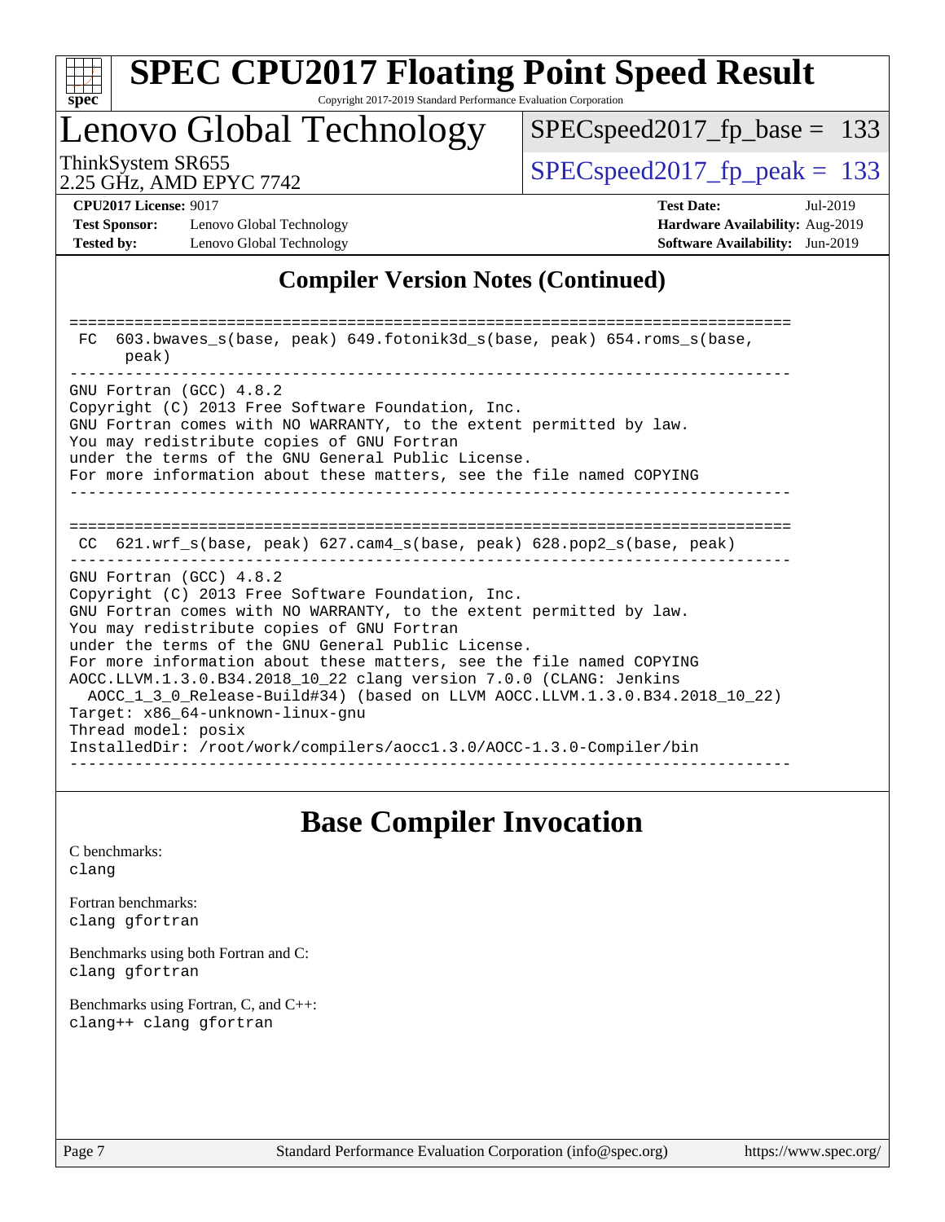## Compiler Version Notes (Continued)

```
==============================================================================
 FC  603.bwaves_s(base, peak) 649.fotonik3d_s(base, peak) 654.roms_s(base,
      peak)
------------------------------------------------------------------------------
GNU Fortran (GCC) 4.8.2
Copyright (C) 2013 Free Software Foundation, Inc.
GNU Fortran comes with NO WARRANTY, to the extent permitted by law.
You may redistribute copies of GNU Fortran
under the terms of the GNU General Public License.
For more information about these matters, see the file named COPYING
------------------------------------------------------------------------------

==============================================================================
 CC  621.wrf_s(base, peak) 627.cam4_s(base, peak) 628.pop2_s(base, peak)
------------------------------------------------------------------------------
GNU Fortran (GCC) 4.8.2
Copyright (C) 2013 Free Software Foundation, Inc.
GNU Fortran comes with NO WARRANTY, to the extent permitted by law.
You may redistribute copies of GNU Fortran
under the terms of the GNU General Public License.
For more information about these matters, see the file named COPYING
AOCC.LLVM.1.3.0.B34.2018_10_22 clang version 7.0.0 (CLANG: Jenkins
  AOCC_1_3_0_Release-Build#34) (based on LLVM AOCC.LLVM.1.3.0.B34.2018_10_22)
Target: x86_64-unknown-linux-gnu
Thread model: posix
InstalledDir: /root/work/compilers/aocc1.3.0/AOCC-1.3.0-Compiler/bin
------------------------------------------------------------------------------
```

## Base Compiler Invocation

C benchmarks:
`clang`

Fortran benchmarks:
`clang gfortran`

Benchmarks using both Fortran and C:
`clang gfortran`

Benchmarks using Fortran, C, and C++:
`clang++ clang gfortran`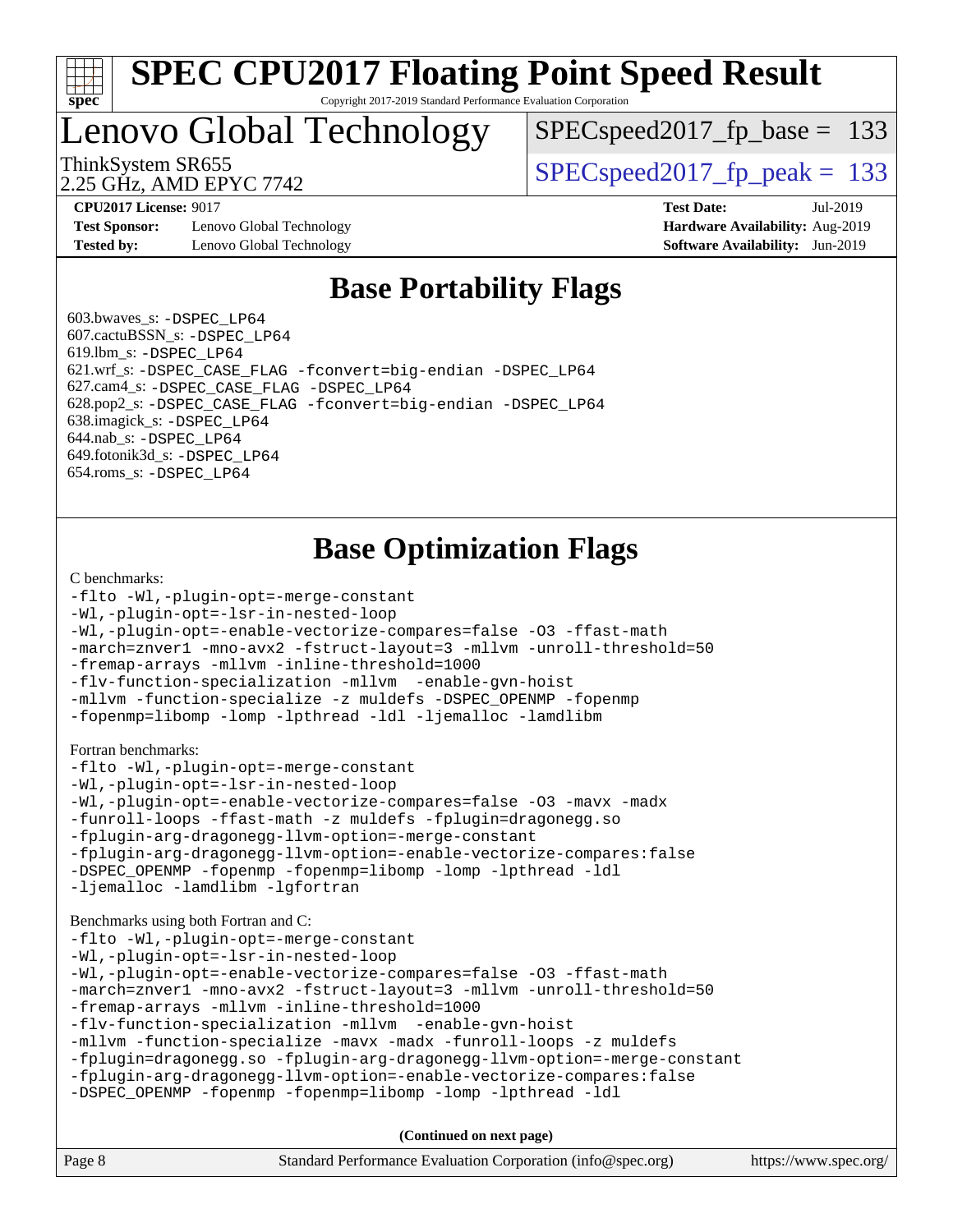# Base Portability Flags

603.bwaves_s: -DSPEC_LP64
607.cactuBSSN_s: -DSPEC_LP64
619.lbm_s: -DSPEC_LP64
621.wrf_s: -DSPEC_CASE_FLAG -fconvert=big-endian -DSPEC_LP64
627.cam4_s: -DSPEC_CASE_FLAG -DSPEC_LP64
628.pop2_s: -DSPEC_CASE_FLAG -fconvert=big-endian -DSPEC_LP64
638.imagick_s: -DSPEC_LP64
644.nab_s: -DSPEC_LP64
649.fotonik3d_s: -DSPEC_LP64
654.roms_s: -DSPEC_LP64

# Base Optimization Flags

C benchmarks:

```
-flto -Wl,-plugin-opt=-merge-constant
-Wl,-plugin-opt=-lsr-in-nested-loop
-Wl,-plugin-opt=-enable-vectorize-compares=false -O3 -ffast-math
-march=znver1 -mno-avx2 -fstruct-layout=3 -mllvm -unroll-threshold=50
-fremap-arrays -mllvm -inline-threshold=1000
-flv-function-specialization -mllvm -enable-gvn-hoist
-mllvm -function-specialize -z muldefs -DSPEC_OPENMP -fopenmp
-fopenmp=libomp -lomp -lpthread -ldl -ljemalloc -lamdlibm
```

Fortran benchmarks:

```
-flto -Wl,-plugin-opt=-merge-constant
-Wl,-plugin-opt=-lsr-in-nested-loop
-Wl,-plugin-opt=-enable-vectorize-compares=false -O3 -mavx -madx
-funroll-loops -ffast-math -z muldefs -fplugin=dragonegg.so
-fplugin-arg-dragonegg-llvm-option=-merge-constant
-fplugin-arg-dragonegg-llvm-option=-enable-vectorize-compares:false
-DSPEC_OPENMP -fopenmp -fopenmp=libomp -lomp -lpthread -ldl
-ljemalloc -lamdlibm -lgfortran
```

Benchmarks using both Fortran and C:

```
-flto -Wl,-plugin-opt=-merge-constant
-Wl,-plugin-opt=-lsr-in-nested-loop
-Wl,-plugin-opt=-enable-vectorize-compares=false -O3 -ffast-math
-march=znver1 -mno-avx2 -fstruct-layout=3 -mllvm -unroll-threshold=50
-fremap-arrays -mllvm -inline-threshold=1000
-flv-function-specialization -mllvm -enable-gvn-hoist
-mllvm -function-specialize -mavx -madx -funroll-loops -z muldefs
-fplugin=dragonegg.so -fplugin-arg-dragonegg-llvm-option=-merge-constant
-fplugin-arg-dragonegg-llvm-option=-enable-vectorize-compares:false
-DSPEC_OPENMP -fopenmp -fopenmp=libomp -lomp -lpthread -ldl
```

**(Continued on next page)**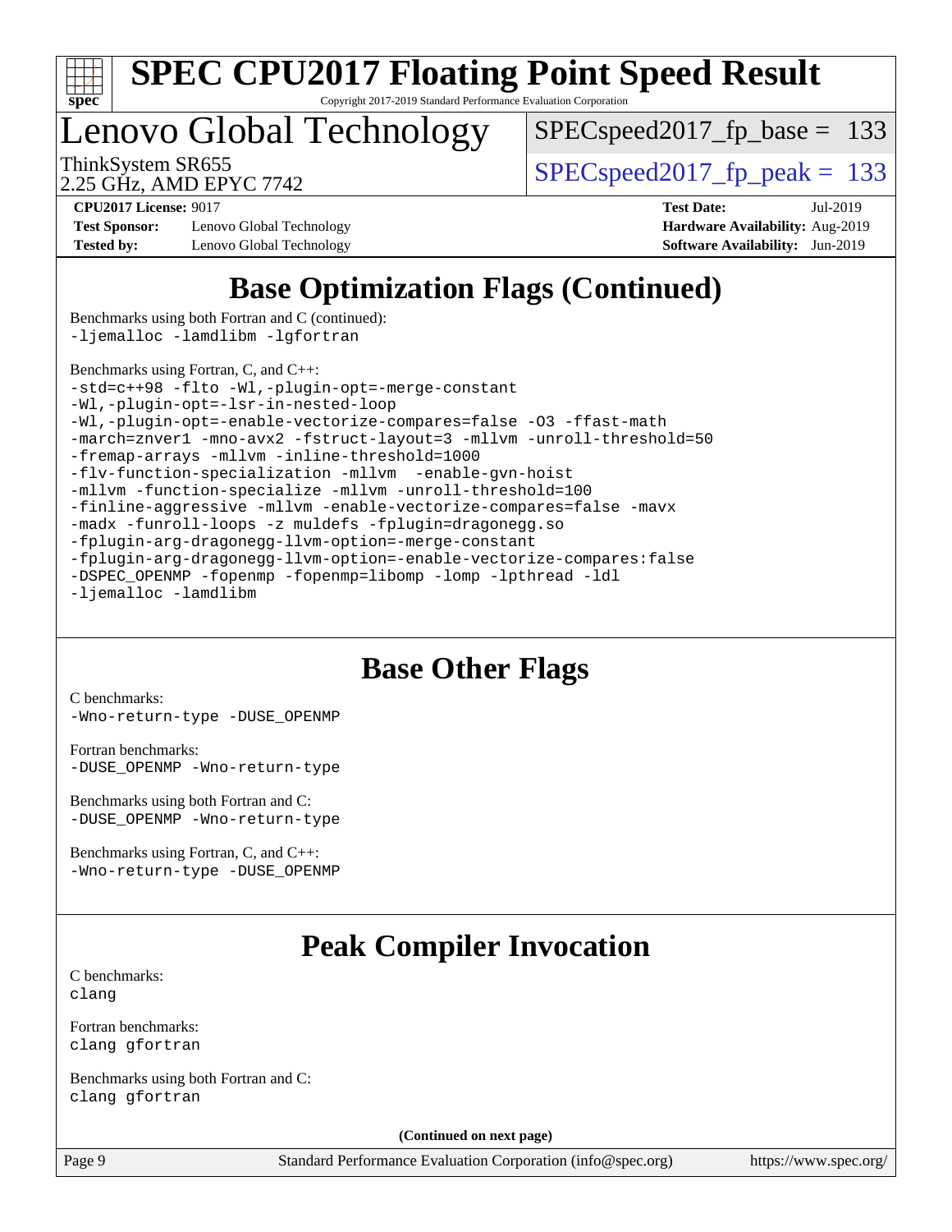## Base Optimization Flags (Continued)

Benchmarks using both Fortran and C (continued):
```
-ljemalloc -lamdlibm -lgfortran
```

Benchmarks using Fortran, C, and C++:
```
-std=c++98 -flto -Wl,-plugin-opt=-merge-constant
-Wl,-plugin-opt=-lsr-in-nested-loop
-Wl,-plugin-opt=-enable-vectorize-compares=false -O3 -ffast-math
-march=znver1 -mno-avx2 -fstruct-layout=3 -mllvm -unroll-threshold=50
-fremap-arrays -mllvm -inline-threshold=1000
-flv-function-specialization -mllvm  -enable-gvn-hoist
-mllvm -function-specialize -mllvm -unroll-threshold=100
-finline-aggressive -mllvm -enable-vectorize-compares=false -mavx
-madx -funroll-loops -z muldefs -fplugin=dragonegg.so
-fplugin-arg-dragonegg-llvm-option=-merge-constant
-fplugin-arg-dragonegg-llvm-option=-enable-vectorize-compares:false
-DSPEC_OPENMP -fopenmp -fopenmp=libomp -lomp -lpthread -ldl
-ljemalloc -lamdlibm
```

## Base Other Flags

C benchmarks:
```
-Wno-return-type -DUSE_OPENMP
```

Fortran benchmarks:
```
-DUSE_OPENMP -Wno-return-type
```

Benchmarks using both Fortran and C:
```
-DUSE_OPENMP -Wno-return-type
```

Benchmarks using Fortran, C, and C++:
```
-Wno-return-type -DUSE_OPENMP
```

## Peak Compiler Invocation

C benchmarks:
```
clang
```

Fortran benchmarks:
```
clang gfortran
```

Benchmarks using both Fortran and C:
```
clang gfortran
```

(Continued on next page)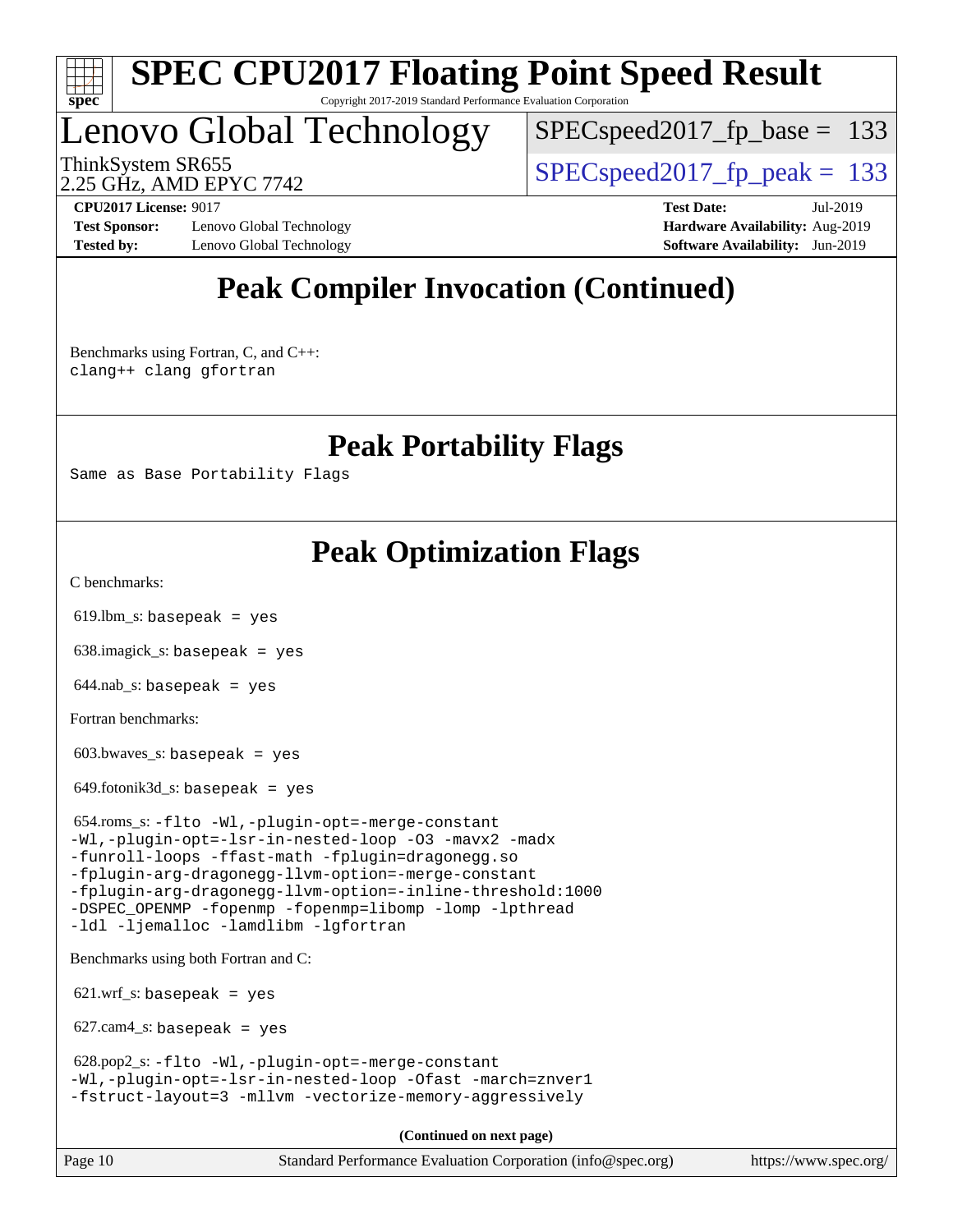# SPEC CPU2017 Floating Point Speed Result

Copyright 2017-2019 Standard Performance Evaluation Corporation

## Lenovo Global Technology

ThinkSystem SR655
2.25 GHz, AMD EPYC 7742

SPECspeed2017_fp_base = 133
SPECspeed2017_fp_peak = 133

**CPU2017 License:** 9017
**Test Sponsor:** Lenovo Global Technology
**Tested by:** Lenovo Global Technology
**Test Date:** Jul-2019
**Hardware Availability:** Aug-2019
**Software Availability:** Jun-2019

## Peak Compiler Invocation (Continued)

Benchmarks using Fortran, C, and C++:
`clang++ clang gfortran`

## Peak Portability Flags

Same as Base Portability Flags

## Peak Optimization Flags

C benchmarks:

619.lbm_s: `basepeak = yes`

638.imagick_s: `basepeak = yes`

644.nab_s: `basepeak = yes`

Fortran benchmarks:

603.bwaves_s: `basepeak = yes`

649.fotonik3d_s: `basepeak = yes`

654.roms_s:
```
-flto -Wl,-plugin-opt=-merge-constant
-Wl,-plugin-opt=-lsr-in-nested-loop -O3 -mavx2 -madx
-funroll-loops -ffast-math -fplugin=dragonegg.so
-fplugin-arg-dragonegg-llvm-option=-merge-constant
-fplugin-arg-dragonegg-llvm-option=-inline-threshold:1000
-DSPEC_OPENMP -fopenmp -fopenmp=libomp -lomp -lpthread
-ldl -ljemalloc -lamdlibm -lgfortran
```

Benchmarks using both Fortran and C:

621.wrf_s: `basepeak = yes`

627.cam4_s: `basepeak = yes`

628.pop2_s:
```
-flto -Wl,-plugin-opt=-merge-constant
-Wl,-plugin-opt=-lsr-in-nested-loop -Ofast -march=znver1
-fstruct-layout=3 -mllvm -vectorize-memory-aggressively
```

**(Continued on next page)**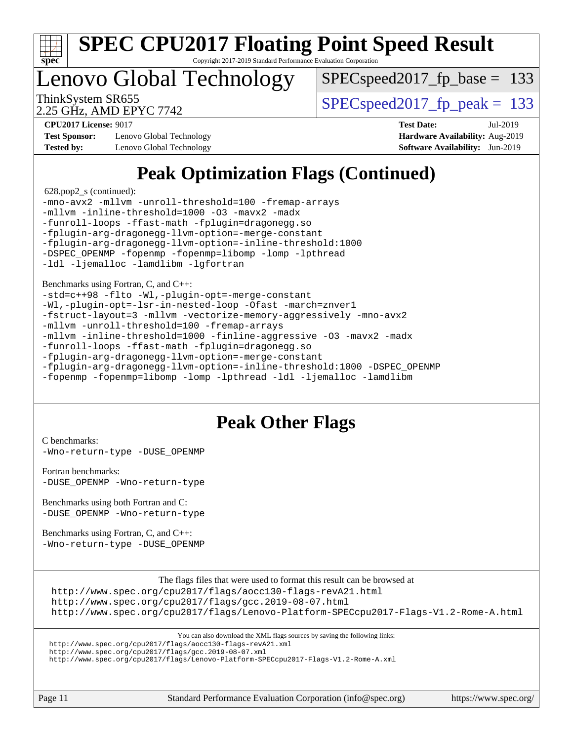# Peak Optimization Flags (Continued)

628.pop2_s (continued):

```
-mno-avx2 -mllvm -unroll-threshold=100 -fremap-arrays
-mllvm -inline-threshold=1000 -O3 -mavx2 -madx
-funroll-loops -ffast-math -fplugin=dragonegg.so
-fplugin-arg-dragonegg-llvm-option=-merge-constant
-fplugin-arg-dragonegg-llvm-option=-inline-threshold:1000
-DSPEC_OPENMP -fopenmp -fopenmp=libomp -lomp -lpthread
-ldl -ljemalloc -lamdlibm -lgfortran
```

Benchmarks using Fortran, C, and C++:

```
-std=c++98 -flto -Wl,-plugin-opt=-merge-constant
-Wl,-plugin-opt=-lsr-in-nested-loop -Ofast -march=znver1
-fstruct-layout=3 -mllvm -vectorize-memory-aggressively -mno-avx2
-mllvm -unroll-threshold=100 -fremap-arrays
-mllvm -inline-threshold=1000 -finline-aggressive -O3 -mavx2 -madx
-funroll-loops -ffast-math -fplugin=dragonegg.so
-fplugin-arg-dragonegg-llvm-option=-merge-constant
-fplugin-arg-dragonegg-llvm-option=-inline-threshold:1000 -DSPEC_OPENMP
-fopenmp -fopenmp=libomp -lomp -lpthread -ldl -ljemalloc -lamdlibm
```

# Peak Other Flags

C benchmarks:
```
-Wno-return-type -DUSE_OPENMP
```

Fortran benchmarks:
```
-DUSE_OPENMP -Wno-return-type
```

Benchmarks using both Fortran and C:
```
-DUSE_OPENMP -Wno-return-type
```

Benchmarks using Fortran, C, and C++:
```
-Wno-return-type -DUSE_OPENMP
```

The flags files that were used to format this result can be browsed at

http://www.spec.org/cpu2017/flags/aocc130-flags-revA21.html
http://www.spec.org/cpu2017/flags/gcc.2019-08-07.html
http://www.spec.org/cpu2017/flags/Lenovo-Platform-SPECcpu2017-Flags-V1.2-Rome-A.html

You can also download the XML flags sources by saving the following links:

http://www.spec.org/cpu2017/flags/aocc130-flags-revA21.xml
http://www.spec.org/cpu2017/flags/gcc.2019-08-07.xml
http://www.spec.org/cpu2017/flags/Lenovo-Platform-SPECcpu2017-Flags-V1.2-Rome-A.xml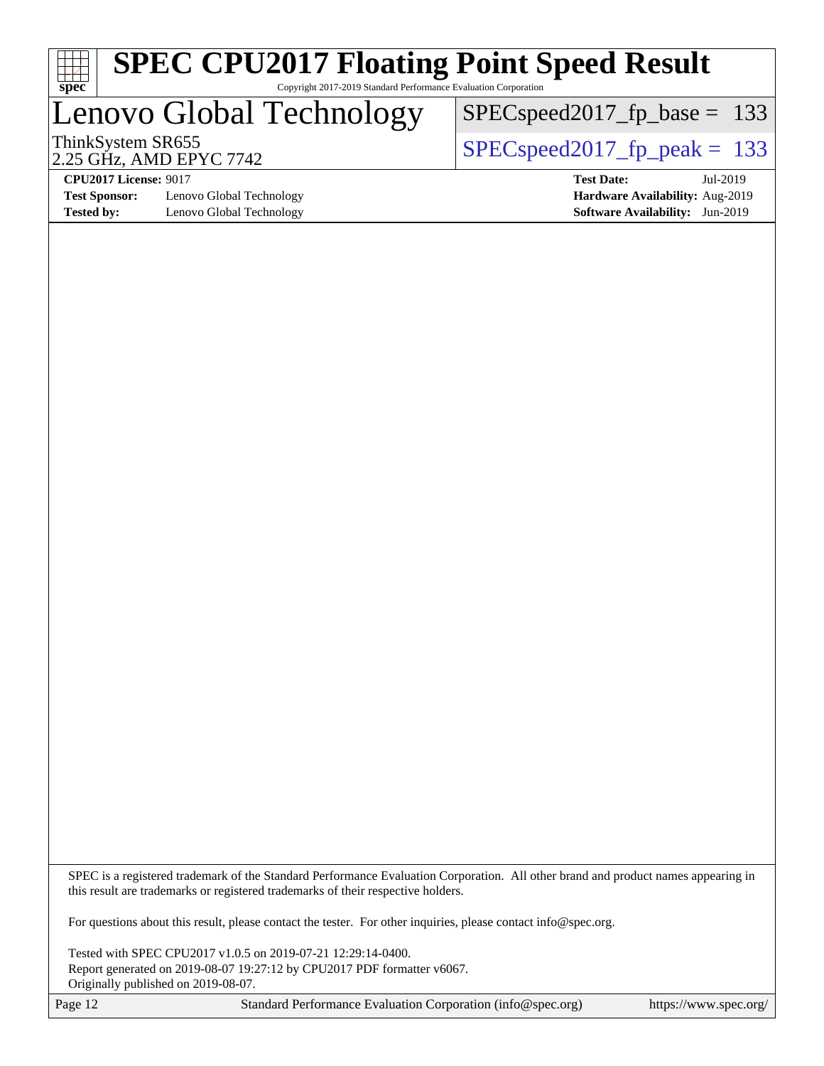SPEC is a registered trademark of the Standard Performance Evaluation Corporation. All other brand and product names appearing in this result are trademarks or registered trademarks of their respective holders.

For questions about this result, please contact the tester. For other inquiries, please contact info@spec.org.

Tested with SPEC CPU2017 v1.0.5 on 2019-07-21 12:29:14-0400.
Report generated on 2019-08-07 19:27:12 by CPU2017 PDF formatter v6067.
Originally published on 2019-08-07.